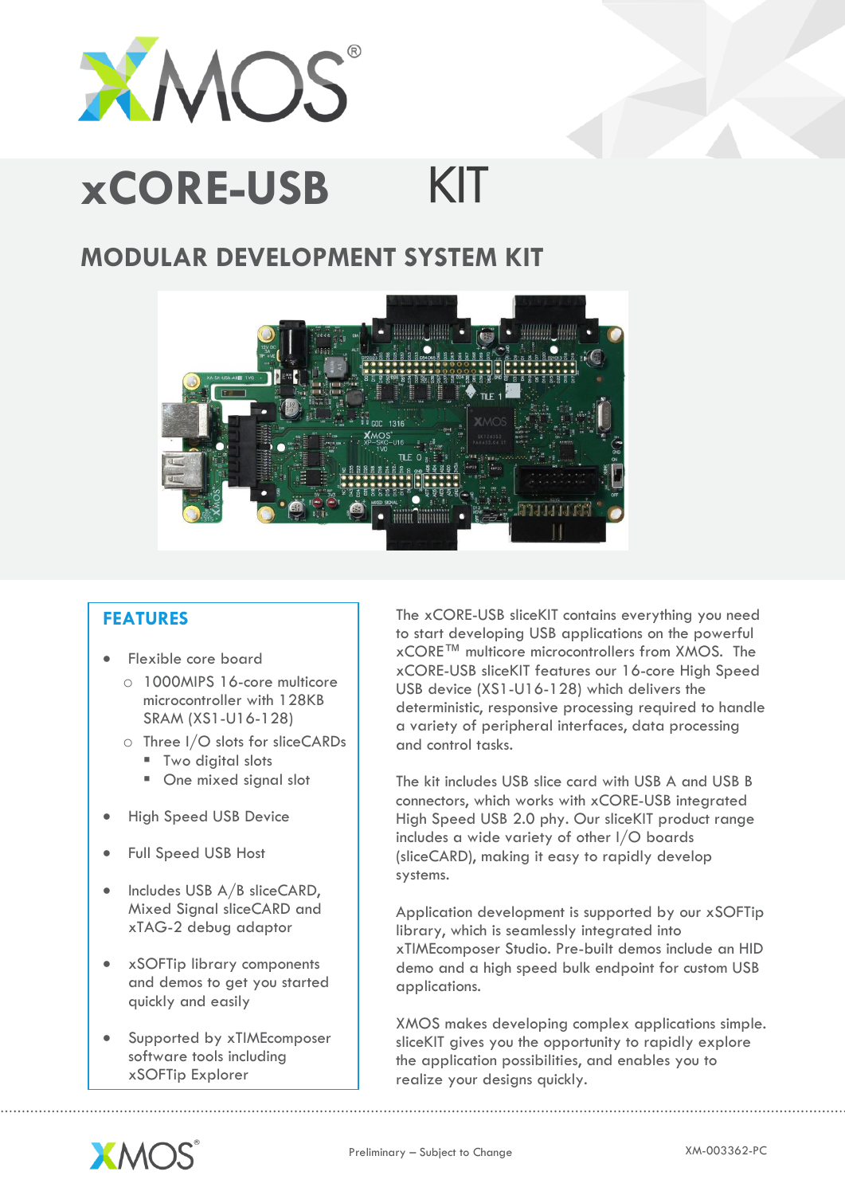# xCORE-USB KIT

## MODULAR DEVELOPMENT SYSTEM KIT

### FEATURES

- Flexible core board
  - 1000MIPS 16-core multicore microcontroller with 128KB SRAM (XS1-U16-128)
  - Three I/O slots for sliceCARDs
    - Two digital slots
    - One mixed signal slot
- High Speed USB Device
- Full Speed USB Host
- Includes USB A/B sliceCARD, Mixed Signal sliceCARD and xTAG-2 debug adaptor
- xSOFTip library components and demos to get you started quickly and easily
- Supported by xTIMEcomposer software tools including xSOFTip Explorer

The xCORE-USB sliceKIT contains everything you need to start developing USB applications on the powerful xCORE™ multicore microcontrollers from XMOS. The xCORE-USB sliceKIT features our 16-core High Speed USB device (XS1-U16-128) which delivers the deterministic, responsive processing required to handle a variety of peripheral interfaces, data processing and control tasks.

The kit includes USB slice card with USB A and USB B connectors, which works with xCORE-USB integrated High Speed USB 2.0 phy. Our sliceKIT product range includes a wide variety of other I/O boards (sliceCARD), making it easy to rapidly develop systems.

Application development is supported by our xSOFTip library, which is seamlessly integrated into xTIMEcomposer Studio. Pre-built demos include an HID demo and a high speed bulk endpoint for custom USB applications.

XMOS makes developing complex applications simple. sliceKIT gives you the opportunity to rapidly explore the application possibilities, and enables you to realize your designs quickly.

Preliminary – Subject to Change

XM-003362-PC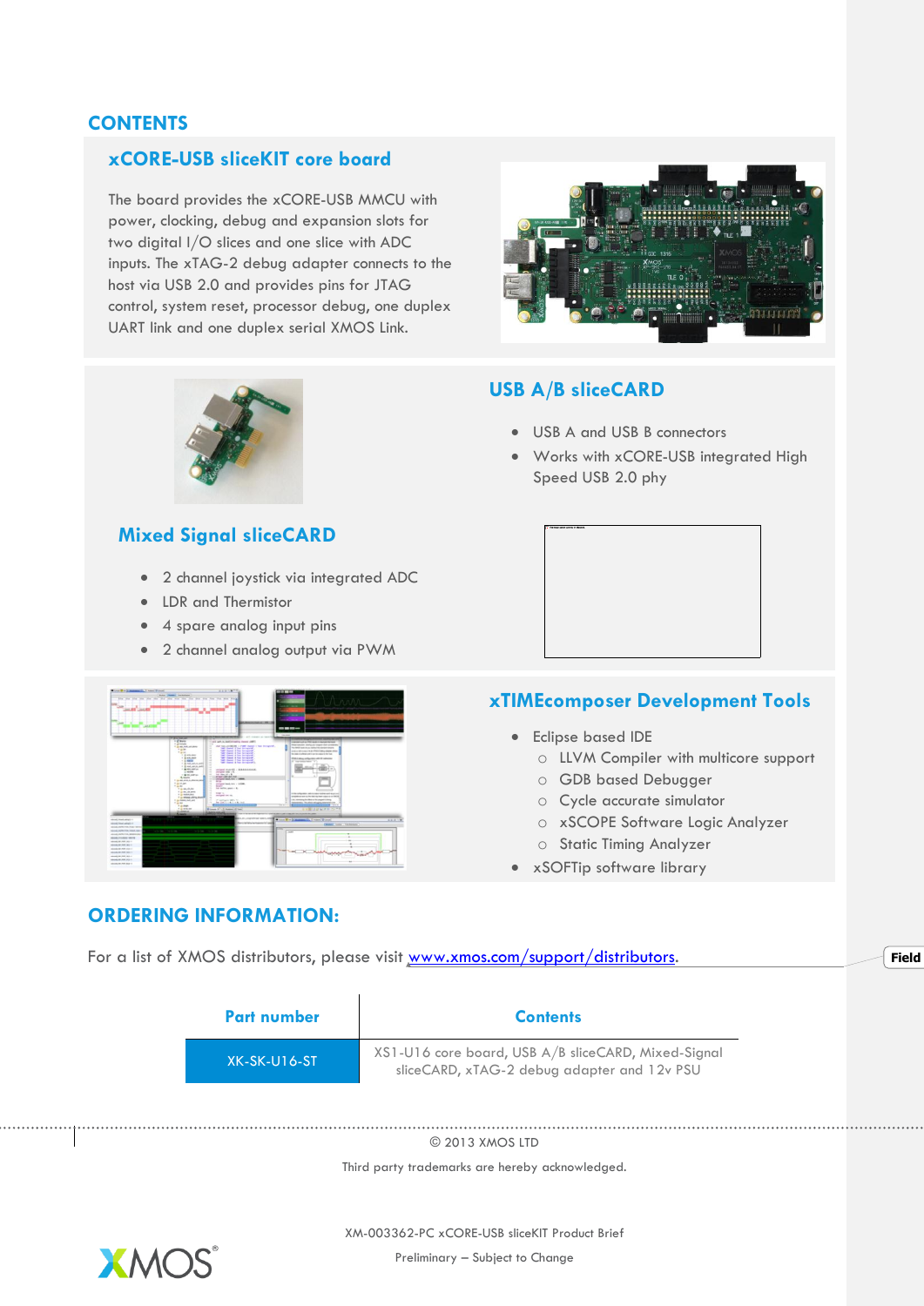## CONTENTS

### xCORE-USB sliceKIT core board

The board provides the xCORE-USB MMCU with power, clocking, debug and expansion slots for two digital I/O slices and one slice with ADC inputs. The xTAG-2 debug adapter connects to the host via USB 2.0 and provides pins for JTAG control, system reset, processor debug, one duplex UART link and one duplex serial XMOS Link.

### USB A/B sliceCARD

- USB A and USB B connectors
- Works with xCORE-USB integrated High Speed USB 2.0 phy

### Mixed Signal sliceCARD

- 2 channel joystick via integrated ADC
- LDR and Thermistor
- 4 spare analog input pins
- 2 channel analog output via PWM

### xTIMEcomposer Development Tools

- Eclipse based IDE
  - LLVM Compiler with multicore support
  - GDB based Debugger
  - Cycle accurate simulator
  - xSCOPE Software Logic Analyzer
  - Static Timing Analyzer
- xSOFTip software library

## ORDERING INFORMATION:

For a list of XMOS distributors, please visit www.xmos.com/support/distributors.

| Part number | Contents |
|---|---|
| XK-SK-U16-ST | XS1-U16 core board, USB A/B sliceCARD, Mixed-Signal sliceCARD, xTAG-2 debug adapter and 12v PSU |

© 2013 XMOS LTD

Third party trademarks are hereby acknowledged.

XM-003362-PC xCORE-USB sliceKIT Product Brief

Preliminary – Subject to Change